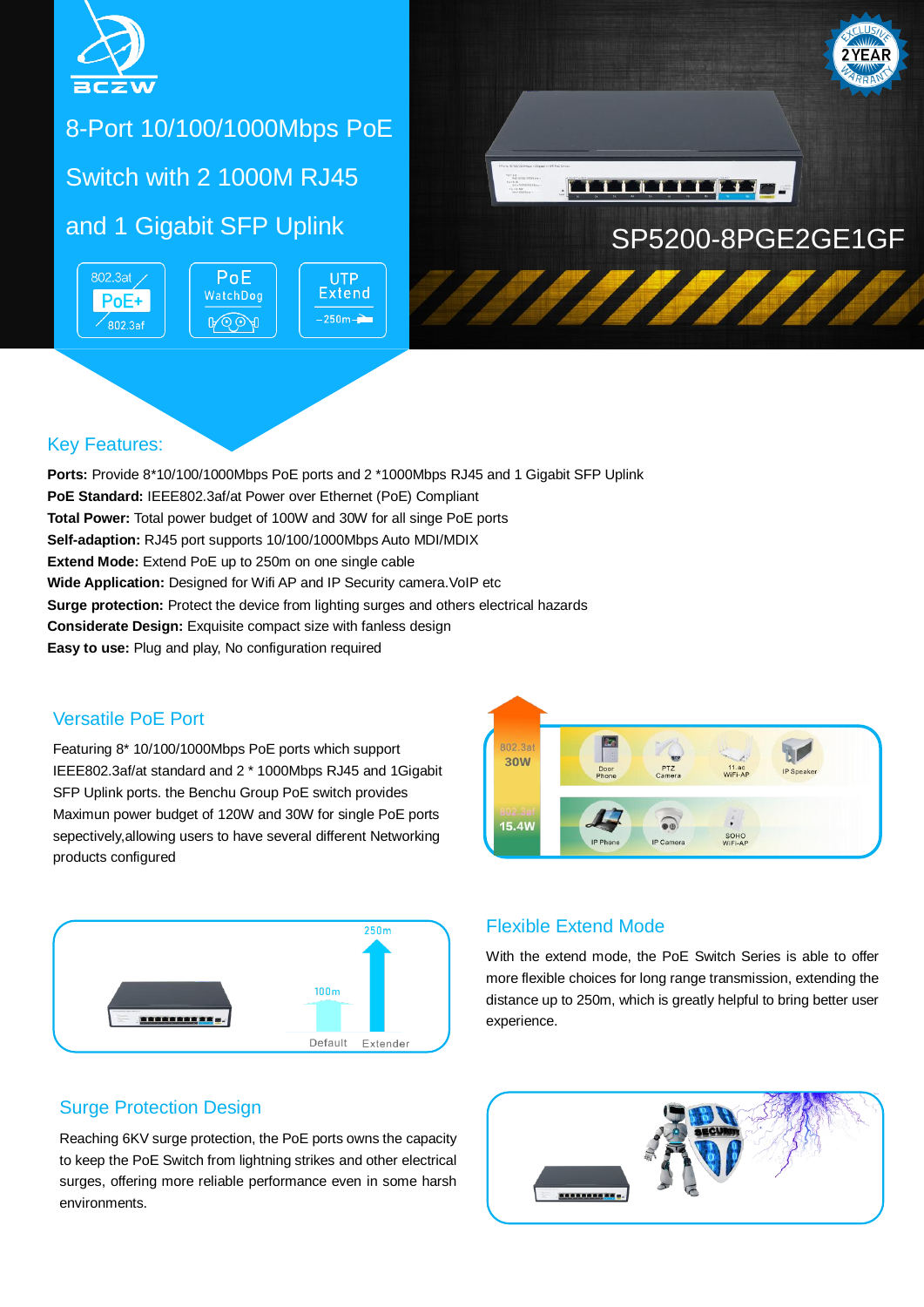# 8-Port 10/100/1000Mbps PoE Switch with 2 1000M RJ45 and 1 Gigabit SFP Uplink

SP5200-8PGE2GE1GF

## Key Features:

**Ports:** Provide 8*10/100/1000Mbps PoE ports and 2 *1000Mbps RJ45 and 1 Gigabit SFP Uplink
**PoE Standard:** IEEE802.3af/at Power over Ethernet (PoE) Compliant
**Total Power:** Total power budget of 100W and 30W for all singe PoE ports
**Self-adaption:** RJ45 port supports 10/100/1000Mbps Auto MDI/MDIX
**Extend Mode:** Extend PoE up to 250m on one single cable
**Wide Application:** Designed for Wifi AP and IP Security camera.VoIP etc
**Surge protection:** Protect the device from lighting surges and others electrical hazards
**Considerate Design:** Exquisite compact size with fanless design
**Easy to use:** Plug and play, No configuration required

## Versatile PoE Port

Featuring 8* 10/100/1000Mbps PoE ports which support IEEE802.3af/at standard and 2 * 1000Mbps RJ45 and 1Gigabit SFP Uplink ports. the Benchu Group PoE switch provides Maximun power budget of 120W and 30W for single PoE ports spectively,allowing users to have several different Networking products configured

## Flexible Extend Mode

With the extend mode, the PoE Switch Series is able to offer more flexible choices for long range transmission, extending the distance up to 250m, which is greatly helpful to bring better user experience.

## Surge Protection Design

Reaching 6KV surge protection, the PoE ports owns the capacity to keep the PoE Switch from lightning strikes and other electrical surges, offering more reliable performance even in some harsh environments.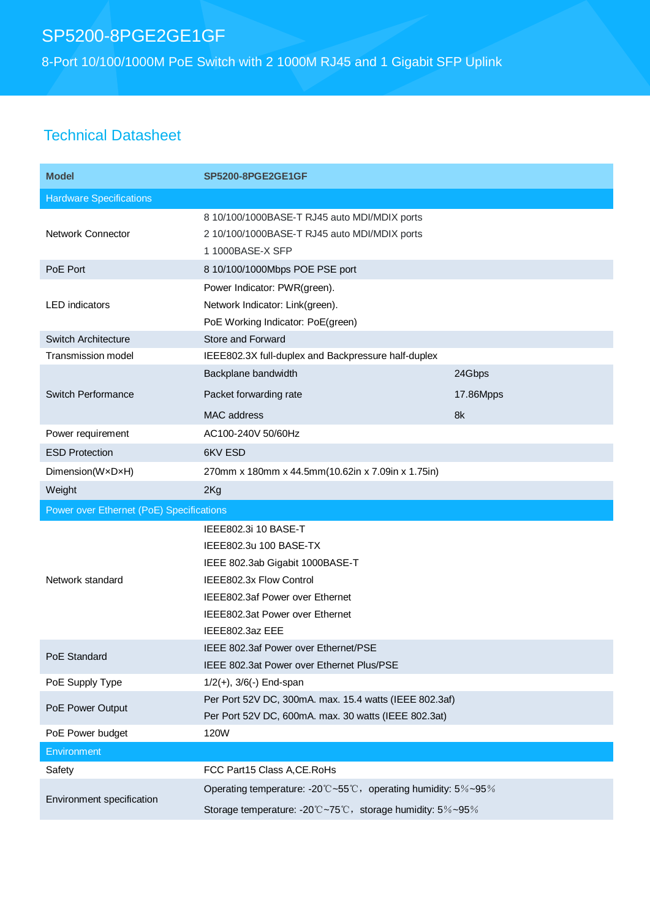# SP5200-8PGE2GE1GF

8-Port 10/100/1000M PoE Switch with 2 1000M RJ45 and 1 Gigabit SFP Uplink

## Technical Datasheet

| Model | SP5200-8PGE2GE1GF | |
|---|---|---|
| **Hardware Specifications** | | |
| Network Connector | 8 10/100/1000BASE-T RJ45 auto MDI/MDIX ports<br>2 10/100/1000BASE-T RJ45 auto MDI/MDIX ports<br>1 1000BASE-X SFP | |
| PoE Port | 8 10/100/1000Mbps POE PSE port | |
| LED indicators | Power Indicator: PWR(green).<br>Network Indicator: Link(green).<br>PoE Working Indicator: PoE(green) | |
| Switch Architecture | Store and Forward | |
| Transmission model | IEEE802.3X full-duplex and Backpressure half-duplex | |
| Switch Performance | Backplane bandwidth | 24Gbps |
| | Packet forwarding rate | 17.86Mpps |
| | MAC address | 8k |
| Power requirement | AC100-240V 50/60Hz | |
| ESD Protection | 6KV ESD | |
| Dimension(W×D×H) | 270mm x 180mm x 44.5mm(10.62in x 7.09in x 1.75in) | |
| Weight | 2Kg | |
| **Power over Ethernet (PoE) Specifications** | | |
| Network standard | IEEE802.3i 10 BASE-T<br>IEEE802.3u 100 BASE-TX<br>IEEE 802.3ab Gigabit 1000BASE-T<br>IEEE802.3x Flow Control<br>IEEE802.3af Power over Ethernet<br>IEEE802.3at Power over Ethernet<br>IEEE802.3az EEE | |
| PoE Standard | IEEE 802.3af Power over Ethernet/PSE<br>IEEE 802.3at Power over Ethernet Plus/PSE | |
| PoE Supply Type | 1/2(+), 3/6(-) End-span | |
| PoE Power Output | Per Port 52V DC, 300mA. max. 15.4 watts (IEEE 802.3af)<br>Per Port 52V DC, 600mA. max. 30 watts (IEEE 802.3at) | |
| PoE Power budget | 120W | |
| **Environment** | | |
| Safety | FCC Part15 Class A,CE.RoHs | |
| Environment specification | Operating temperature: -20℃~55℃，operating humidity: 5%~95%<br>Storage temperature: -20℃~75℃，storage humidity: 5%~95% | |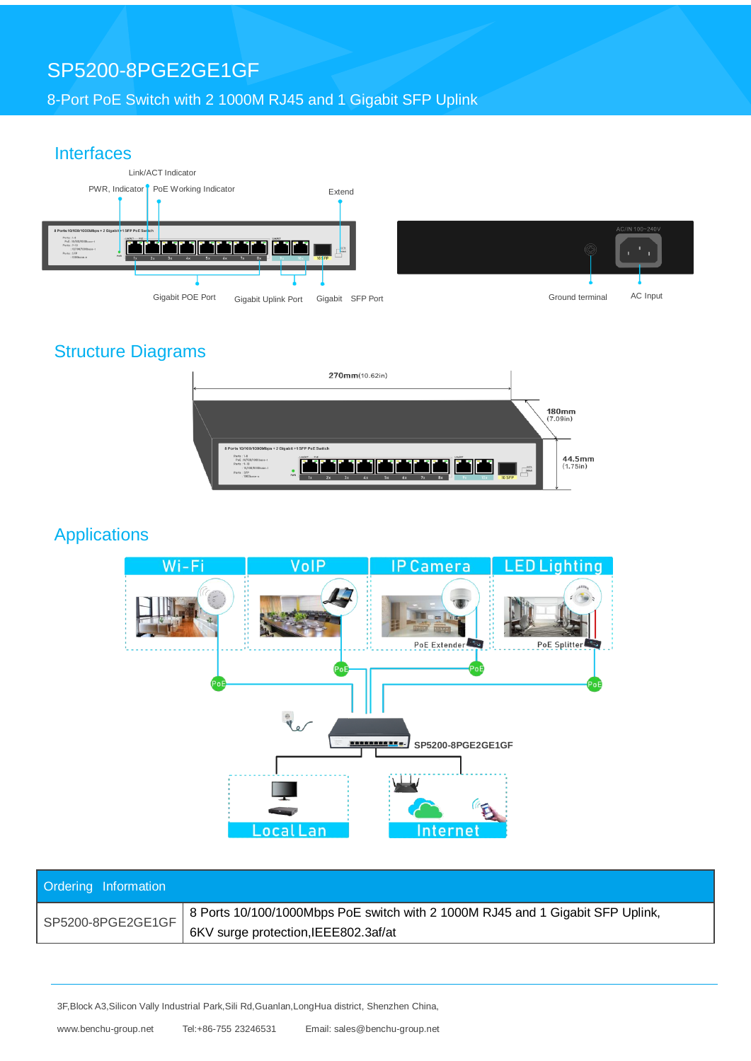# SP5200-8PGE2GE1GF

8-Port PoE Switch with 2 1000M RJ45 and 1 Gigabit SFP Uplink

## Interfaces

Link/ACT Indicator

PWR, Indicator

PoE Working Indicator

Extend

Gigabit POE Port

Gigabit Uplink Port

Gigabit SFP Port

Ground terminal

AC Input

## Structure Diagrams

270mm(10.62in)

180mm (7.09in)

44.5mm (1.75in)

## Applications

Wi-Fi

VoIP

IP Camera

LED Lighting

PoE Extender

PoE Splitter

PoE

SP5200-8PGE2GE1GF

Local Lan

Internet

| Ordering Information | |
|---|---|
| SP5200-8PGE2GE1GF | 8 Ports 10/100/1000Mbps PoE switch with 2 1000M RJ45 and 1 Gigabit SFP Uplink, 6KV surge protection,IEEE802.3af/at |

3F,Block A3,Silicon Vally Industrial Park,Sili Rd,Guanlan,LongHua district, Shenzhen China,

www.benchu-group.net Tel:+86-755 23246531 Email: sales@benchu-group.net